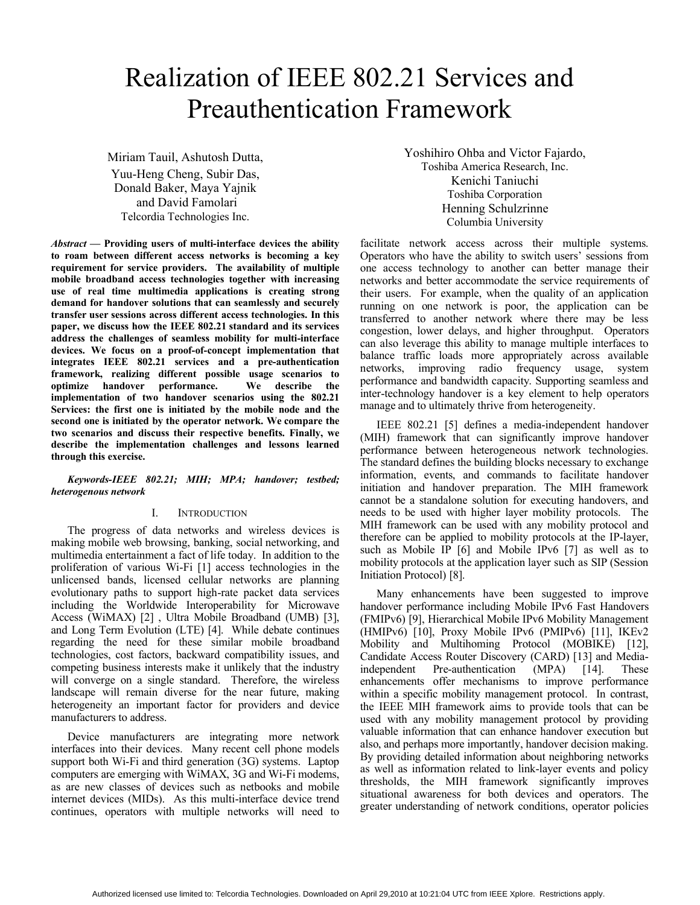# Realization of IEEE 802.21 Services and Preauthentication Framework

Miriam Tauil, Ashutosh Dutta, Yuu-Heng Cheng, Subir Das, Donald Baker, Maya Yajnik and David Famolari
Telcordia Technologies Inc.

Yoshihiro Ohba and Victor Fajardo,
Toshiba America Research, Inc.
Kenichi Taniuchi
Toshiba Corporation
Henning Schulzrinne
Columbia University

***Abstract* — Providing users of multi-interface devices the ability to roam between different access networks is becoming a key requirement for service providers. The availability of multiple mobile broadband access technologies together with increasing use of real time multimedia applications is creating strong demand for handover solutions that can seamlessly and securely transfer user sessions across different access technologies. In this paper, we discuss how the IEEE 802.21 standard and its services address the challenges of seamless mobility for multi-interface devices. We focus on a proof-of-concept implementation that integrates IEEE 802.21 services and a pre-authentication framework, realizing different possible usage scenarios to optimize handover performance. We describe the implementation of two handover scenarios using the 802.21 Services: the first one is initiated by the mobile node and the second one is initiated by the operator network. We compare the two scenarios and discuss their respective benefits. Finally, we describe the implementation challenges and lessons learned through this exercise.**

***Keywords-IEEE 802.21; MIH; MPA; handover; testbed; heterogenous network***

## I. Introduction

The progress of data networks and wireless devices is making mobile web browsing, banking, social networking, and multimedia entertainment a fact of life today. In addition to the proliferation of various Wi-Fi [1] access technologies in the unlicensed bands, licensed cellular networks are planning evolutionary paths to support high-rate packet data services including the Worldwide Interoperability for Microwave Access (WiMAX) [2] , Ultra Mobile Broadband (UMB) [3], and Long Term Evolution (LTE) [4]. While debate continues regarding the need for these similar mobile broadband technologies, cost factors, backward compatibility issues, and competing business interests make it unlikely that the industry will converge on a single standard. Therefore, the wireless landscape will remain diverse for the near future, making heterogeneity an important factor for providers and device manufacturers to address.

Device manufacturers are integrating more network interfaces into their devices. Many recent cell phone models support both Wi-Fi and third generation (3G) systems. Laptop computers are emerging with WiMAX, 3G and Wi-Fi modems, as are new classes of devices such as netbooks and mobile internet devices (MIDs). As this multi-interface device trend continues, operators with multiple networks will need to facilitate network access across their multiple systems. Operators who have the ability to switch users' sessions from one access technology to another can better manage their networks and better accommodate the service requirements of their users. For example, when the quality of an application running on one network is poor, the application can be transferred to another network where there may be less congestion, lower delays, and higher throughput. Operators can also leverage this ability to manage multiple interfaces to balance traffic loads more appropriately across available networks, improving radio frequency usage, system performance and bandwidth capacity. Supporting seamless and inter-technology handover is a key element to help operators manage and to ultimately thrive from heterogeneity.

IEEE 802.21 [5] defines a media-independent handover (MIH) framework that can significantly improve handover performance between heterogeneous network technologies. The standard defines the building blocks necessary to exchange information, events, and commands to facilitate handover initiation and handover preparation. The MIH framework cannot be a standalone solution for executing handovers, and needs to be used with higher layer mobility protocols. The MIH framework can be used with any mobility protocol and therefore can be applied to mobility protocols at the IP-layer, such as Mobile IP [6] and Mobile IPv6 [7] as well as to mobility protocols at the application layer such as SIP (Session Initiation Protocol) [8].

Many enhancements have been suggested to improve handover performance including Mobile IPv6 Fast Handovers (FMIPv6) [9], Hierarchical Mobile IPv6 Mobility Management (HMIPv6) [10], Proxy Mobile IPv6 (PMIPv6) [11], IKEv2 Mobility and Multihoming Protocol (MOBIKE) [12], Candidate Access Router Discovery (CARD) [13] and Media-independent Pre-authentication (MPA) [14]. These enhancements offer mechanisms to improve performance within a specific mobility management protocol. In contrast, the IEEE MIH framework aims to provide tools that can be used with any mobility management protocol by providing valuable information that can enhance handover execution but also, and perhaps more importantly, handover decision making. By providing detailed information about neighboring networks as well as information related to link-layer events and policy thresholds, the MIH framework significantly improves situational awareness for both devices and operators. The greater understanding of network conditions, operator policies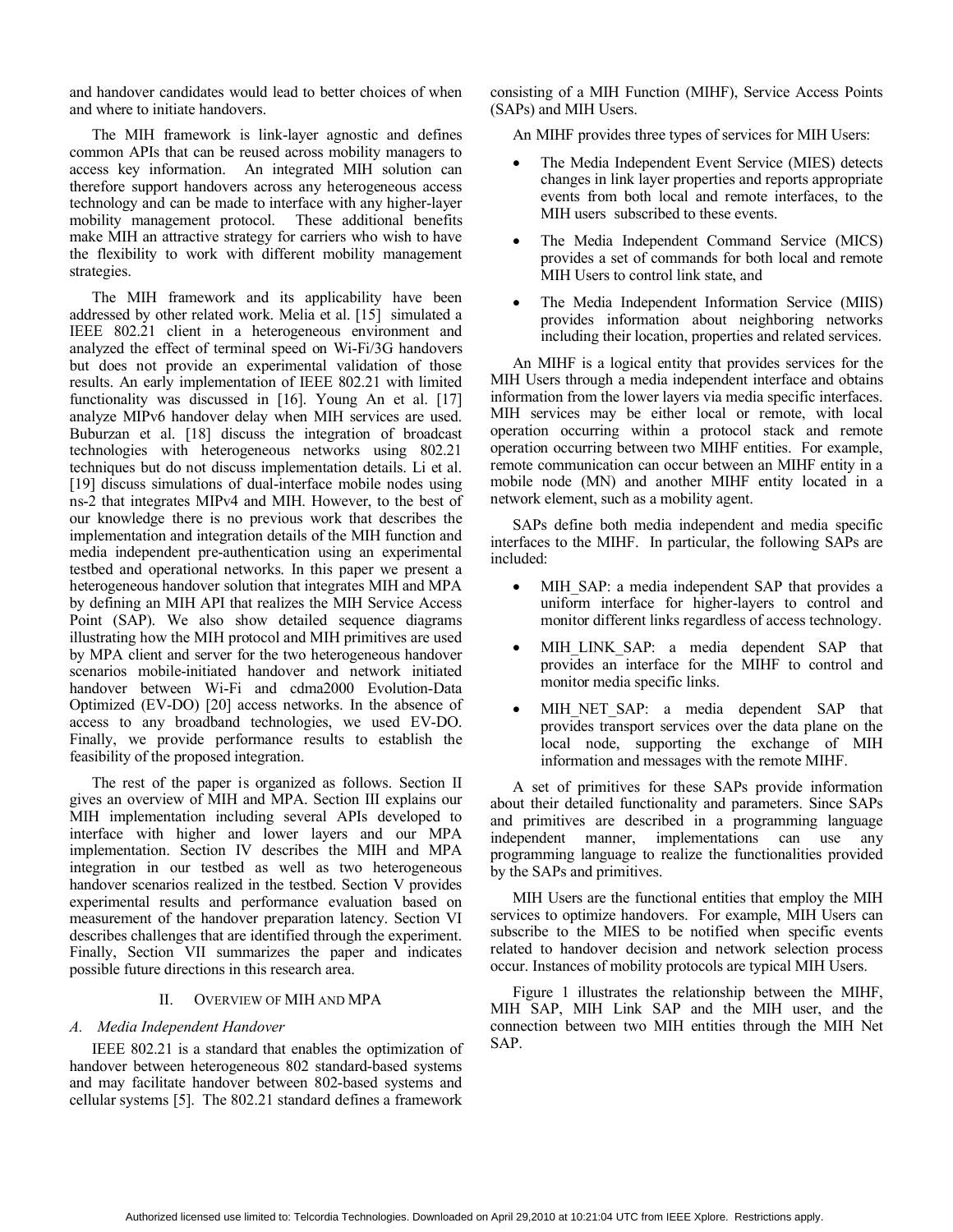and handover candidates would lead to better choices of when and where to initiate handovers.

The MIH framework is link-layer agnostic and defines common APIs that can be reused across mobility managers to access key information. An integrated MIH solution can therefore support handovers across any heterogeneous access technology and can be made to interface with any higher-layer mobility management protocol. These additional benefits make MIH an attractive strategy for carriers who wish to have the flexibility to work with different mobility management strategies.

The MIH framework and its applicability have been addressed by other related work. Melia et al. [15] simulated a IEEE 802.21 client in a heterogeneous environment and analyzed the effect of terminal speed on Wi-Fi/3G handovers but does not provide an experimental validation of those results. An early implementation of IEEE 802.21 with limited functionality was discussed in [16]. Young An et al. [17] analyze MIPv6 handover delay when MIH services are used. Buburzan et al. [18] discuss the integration of broadcast technologies with heterogeneous networks using 802.21 techniques but do not discuss implementation details. Li et al. [19] discuss simulations of dual-interface mobile nodes using ns-2 that integrates MIPv4 and MIH. However, to the best of our knowledge there is no previous work that describes the implementation and integration details of the MIH function and media independent pre-authentication using an experimental testbed and operational networks. In this paper we present a heterogeneous handover solution that integrates MIH and MPA by defining an MIH API that realizes the MIH Service Access Point (SAP). We also show detailed sequence diagrams illustrating how the MIH protocol and MIH primitives are used by MPA client and server for the two heterogeneous handover scenarios mobile-initiated handover and network initiated handover between Wi-Fi and cdma2000 Evolution-Data Optimized (EV-DO) [20] access networks. In the absence of access to any broadband technologies, we used EV-DO. Finally, we provide performance results to establish the feasibility of the proposed integration.

The rest of the paper is organized as follows. Section II gives an overview of MIH and MPA. Section III explains our MIH implementation including several APIs developed to interface with higher and lower layers and our MPA implementation. Section IV describes the MIH and MPA integration in our testbed as well as two heterogeneous handover scenarios realized in the testbed. Section V provides experimental results and performance evaluation based on measurement of the handover preparation latency. Section VI describes challenges that are identified through the experiment. Finally, Section VII summarizes the paper and indicates possible future directions in this research area.

## II. Overview of MIH and MPA

### A. Media Independent Handover

IEEE 802.21 is a standard that enables the optimization of handover between heterogeneous 802 standard-based systems and may facilitate handover between 802-based systems and cellular systems [5]. The 802.21 standard defines a framework consisting of a MIH Function (MIHF), Service Access Points (SAPs) and MIH Users.

An MIHF provides three types of services for MIH Users:

- The Media Independent Event Service (MIES) detects changes in link layer properties and reports appropriate events from both local and remote interfaces, to the MIH users subscribed to these events.
- The Media Independent Command Service (MICS) provides a set of commands for both local and remote MIH Users to control link state, and
- The Media Independent Information Service (MIIS) provides information about neighboring networks including their location, properties and related services.

An MIHF is a logical entity that provides services for the MIH Users through a media independent interface and obtains information from the lower layers via media specific interfaces. MIH services may be either local or remote, with local operation occurring within a protocol stack and remote operation occurring between two MIHF entities. For example, remote communication can occur between an MIHF entity in a mobile node (MN) and another MIHF entity located in a network element, such as a mobility agent.

SAPs define both media independent and media specific interfaces to the MIHF. In particular, the following SAPs are included:

- MIH_SAP: a media independent SAP that provides a uniform interface for higher-layers to control and monitor different links regardless of access technology.
- MIH_LINK_SAP: a media dependent SAP that provides an interface for the MIHF to control and monitor media specific links.
- MIH_NET_SAP: a media dependent SAP that provides transport services over the data plane on the local node, supporting the exchange of MIH information and messages with the remote MIHF.

A set of primitives for these SAPs provide information about their detailed functionality and parameters. Since SAPs and primitives are described in a programming language independent manner, implementations can use any programming language to realize the functionalities provided by the SAPs and primitives.

MIH Users are the functional entities that employ the MIH services to optimize handovers. For example, MIH Users can subscribe to the MIES to be notified when specific events related to handover decision and network selection process occur. Instances of mobility protocols are typical MIH Users.

Figure 1 illustrates the relationship between the MIHF, MIH SAP, MIH Link SAP and the MIH user, and the connection between two MIH entities through the MIH Net SAP.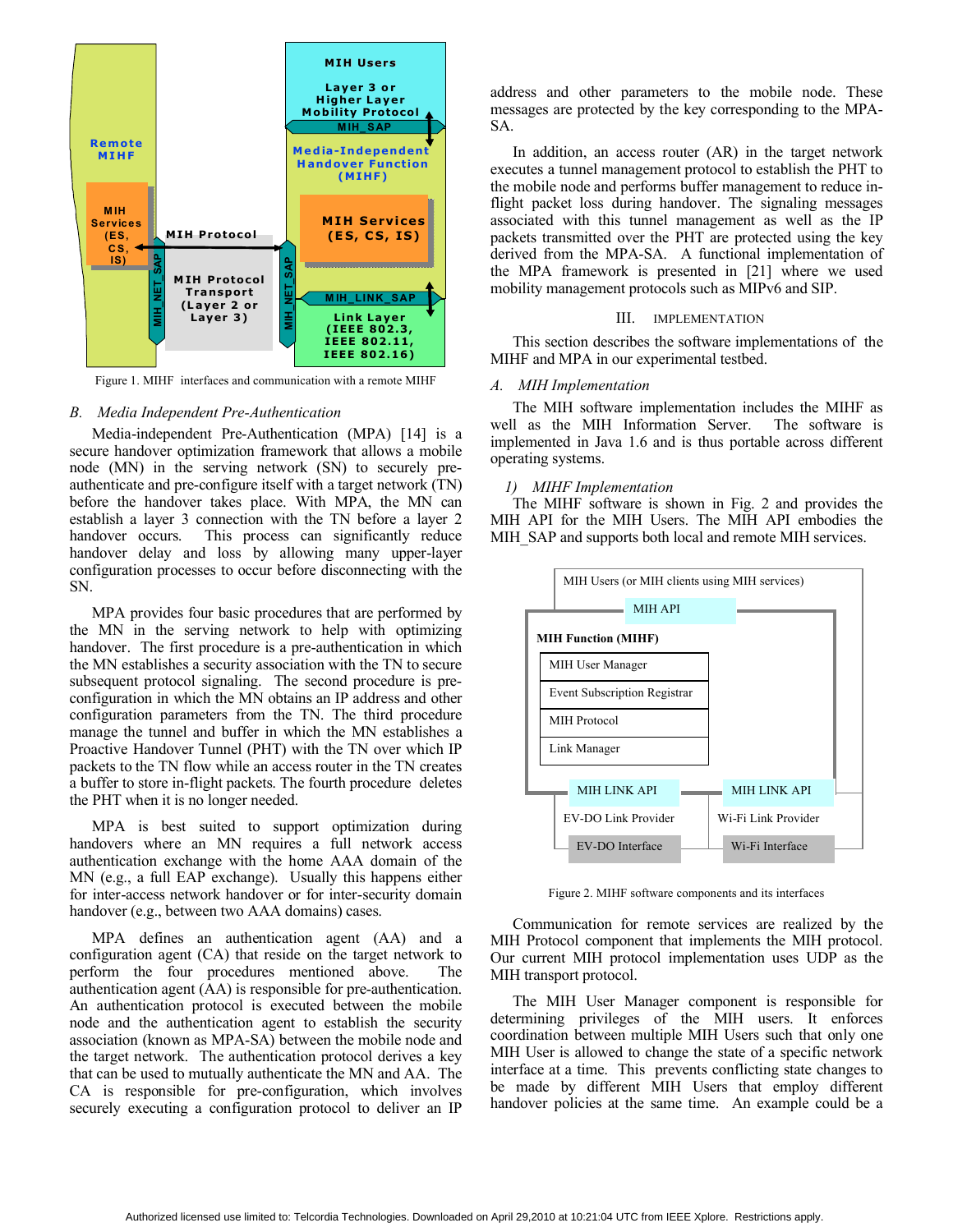Figure 1. MIHF interfaces and communication with a remote MIHF

### B. *Media Independent Pre-Authentication*

Media-independent Pre-Authentication (MPA) [14] is a secure handover optimization framework that allows a mobile node (MN) in the serving network (SN) to securely pre-authenticate and pre-configure itself with a target network (TN) before the handover takes place. With MPA, the MN can establish a layer 3 connection with the TN before a layer 2 handover occurs. This process can significantly reduce handover delay and loss by allowing many upper-layer configuration processes to occur before disconnecting with the SN.

MPA provides four basic procedures that are performed by the MN in the serving network to help with optimizing handover. The first procedure is a pre-authentication in which the MN establishes a security association with the TN to secure subsequent protocol signaling. The second procedure is pre-configuration in which the MN obtains an IP address and other configuration parameters from the TN. The third procedure manage the tunnel and buffer in which the MN establishes a Proactive Handover Tunnel (PHT) with the TN over which IP packets to the TN flow while an access router in the TN creates a buffer to store in-flight packets. The fourth procedure deletes the PHT when it is no longer needed.

MPA is best suited to support optimization during handovers where an MN requires a full network access authentication exchange with the home AAA domain of the MN (e.g., a full EAP exchange). Usually this happens either for inter-access network handover or for inter-security domain handover (e.g., between two AAA domains) cases.

MPA defines an authentication agent (AA) and a configuration agent (CA) that reside on the target network to perform the four procedures mentioned above. The authentication agent (AA) is responsible for pre-authentication. An authentication protocol is executed between the mobile node and the authentication agent to establish the security association (known as MPA-SA) between the mobile node and the target network. The authentication protocol derives a key that can be used to mutually authenticate the MN and AA. The CA is responsible for pre-configuration, which involves securely executing a configuration protocol to deliver an IP address and other parameters to the mobile node. These messages are protected by the key corresponding to the MPA-SA.

In addition, an access router (AR) in the target network executes a tunnel management protocol to establish the PHT to the mobile node and performs buffer management to reduce in-flight packet loss during handover. The signaling messages associated with this tunnel management as well as the IP packets transmitted over the PHT are protected using the key derived from the MPA-SA. A functional implementation of the MPA framework is presented in [21] where we used mobility management protocols such as MIPv6 and SIP.

## III. IMPLEMENTATION

This section describes the software implementations of the MIHF and MPA in our experimental testbed.

### A. *MIH Implementation*

The MIH software implementation includes the MIHF as well as the MIH Information Server. The software is implemented in Java 1.6 and is thus portable across different operating systems.

#### 1) *MIHF Implementation*

The MIHF software is shown in Fig. 2 and provides the MIH API for the MIH Users. The MIH API embodies the MIH_SAP and supports both local and remote MIH services.

Figure 2. MIHF software components and its interfaces

Communication for remote services are realized by the MIH Protocol component that implements the MIH protocol. Our current MIH protocol implementation uses UDP as the MIH transport protocol.

The MIH User Manager component is responsible for determining privileges of the MIH users. It enforces coordination between multiple MIH Users such that only one MIH User is allowed to change the state of a specific network interface at a time. This prevents conflicting state changes to be made by different MIH Users that employ different handover policies at the same time. An example could be a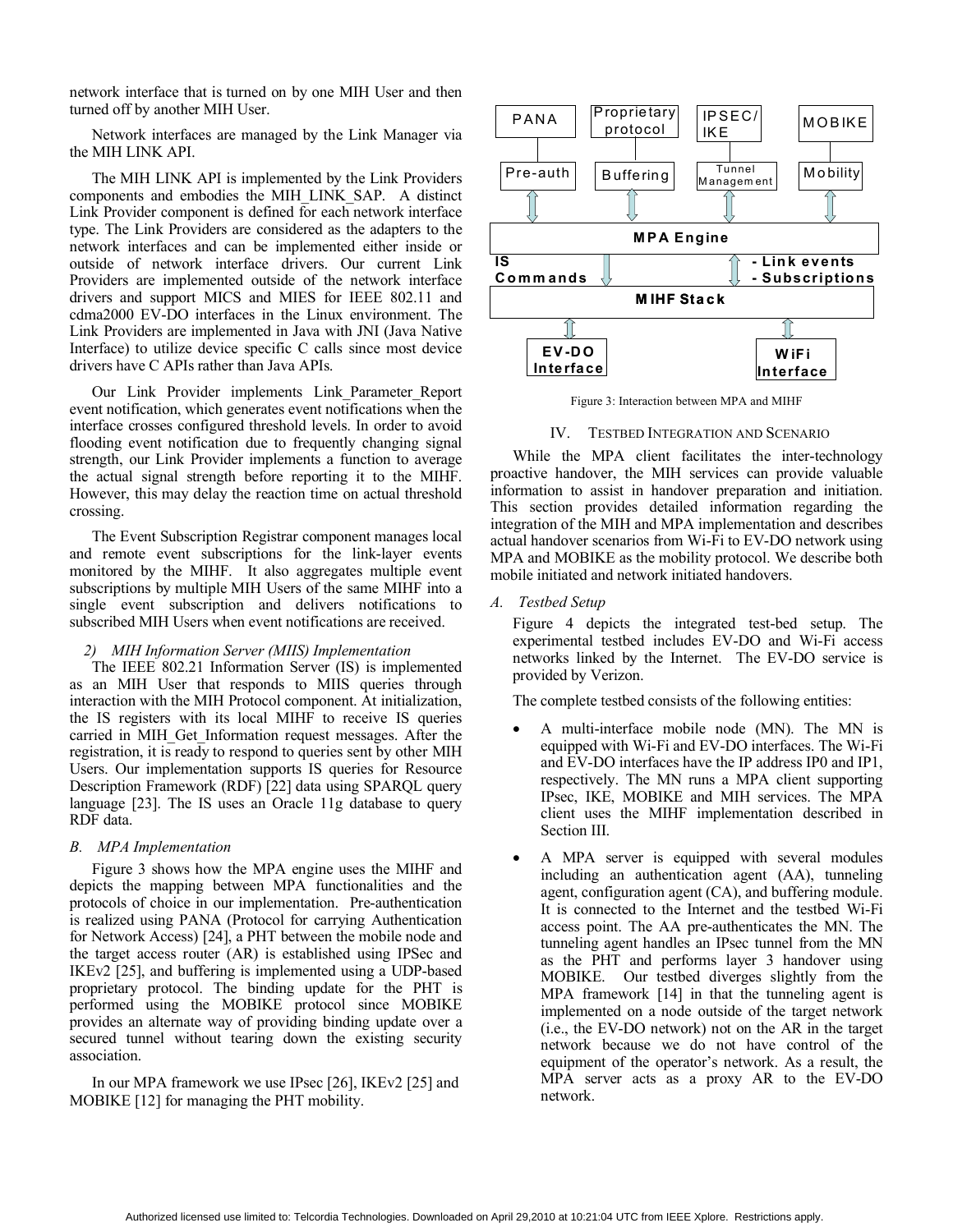network interface that is turned on by one MIH User and then turned off by another MIH User.

Network interfaces are managed by the Link Manager via the MIH LINK API.

The MIH LINK API is implemented by the Link Providers components and embodies the MIH_LINK_SAP. A distinct Link Provider component is defined for each network interface type. The Link Providers are considered as the adapters to the network interfaces and can be implemented either inside or outside of network interface drivers. Our current Link Providers are implemented outside of the network interface drivers and support MICS and MIES for IEEE 802.11 and cdma2000 EV-DO interfaces in the Linux environment. The Link Providers are implemented in Java with JNI (Java Native Interface) to utilize device specific C calls since most device drivers have C APIs rather than Java APIs.

Our Link Provider implements Link_Parameter_Report event notification, which generates event notifications when the interface crosses configured threshold levels. In order to avoid flooding event notification due to frequently changing signal strength, our Link Provider implements a function to average the actual signal strength before reporting it to the MIHF. However, this may delay the reaction time on actual threshold crossing.

The Event Subscription Registrar component manages local and remote event subscriptions for the link-layer events monitored by the MIHF. It also aggregates multiple event subscriptions by multiple MIH Users of the same MIHF into a single event subscription and delivers notifications to subscribed MIH Users when event notifications are received.

#### 2) MIH Information Server (MIIS) Implementation

The IEEE 802.21 Information Server (IS) is implemented as an MIH User that responds to MIIS queries through interaction with the MIH Protocol component. At initialization, the IS registers with its local MIHF to receive IS queries carried in MIH_Get_Information request messages. After the registration, it is ready to respond to queries sent by other MIH Users. Our implementation supports IS queries for Resource Description Framework (RDF) [22] data using SPARQL query language [23]. The IS uses an Oracle 11g database to query RDF data.

### B. MPA Implementation

Figure 3 shows how the MPA engine uses the MIHF and depicts the mapping between MPA functionalities and the protocols of choice in our implementation. Pre-authentication is realized using PANA (Protocol for carrying Authentication for Network Access) [24], a PHT between the mobile node and the target access router (AR) is established using IPSec and IKEv2 [25], and buffering is implemented using a UDP-based proprietary protocol. The binding update for the PHT is performed using the MOBIKE protocol since MOBIKE provides an alternate way of providing binding update over a secured tunnel without tearing down the existing security association.

In our MPA framework we use IPsec [26], IKEv2 [25] and MOBIKE [12] for managing the PHT mobility.

PANA | Proprietary protocol | IPSEC/IKE | MOBIKE
Pre-auth | Buffering | Tunnel Management | Mobility
MPA Engine
IS Commands | - Link events - Subscriptions
MIHF Stack
EV-DO Interface | WiFi Interface

Figure 3: Interaction between MPA and MIHF

## IV. Testbed Integration and Scenario

While the MPA client facilitates the inter-technology proactive handover, the MIH services can provide valuable information to assist in handover preparation and initiation. This section provides detailed information regarding the integration of the MIH and MPA implementation and describes actual handover scenarios from Wi-Fi to EV-DO network using MPA and MOBIKE as the mobility protocol. We describe both mobile initiated and network initiated handovers.

### A. Testbed Setup

Figure 4 depicts the integrated test-bed setup. The experimental testbed includes EV-DO and Wi-Fi access networks linked by the Internet. The EV-DO service is provided by Verizon.

The complete testbed consists of the following entities:

- A multi-interface mobile node (MN). The MN is equipped with Wi-Fi and EV-DO interfaces. The Wi-Fi and EV-DO interfaces have the IP address IP0 and IP1, respectively. The MN runs a MPA client supporting IPsec, IKE, MOBIKE and MIH services. The MPA client uses the MIHF implementation described in Section III.
- A MPA server is equipped with several modules including an authentication agent (AA), tunneling agent, configuration agent (CA), and buffering module. It is connected to the Internet and the testbed Wi-Fi access point. The AA pre-authenticates the MN. The tunneling agent handles an IPsec tunnel from the MN as the PHT and performs layer 3 handover using MOBIKE. Our testbed diverges slightly from the MPA framework [14] in that the tunneling agent is implemented on a node outside of the target network (i.e., the EV-DO network) not on the AR in the target network because we do not have control of the equipment of the operator's network. As a result, the MPA server acts as a proxy AR to the EV-DO network.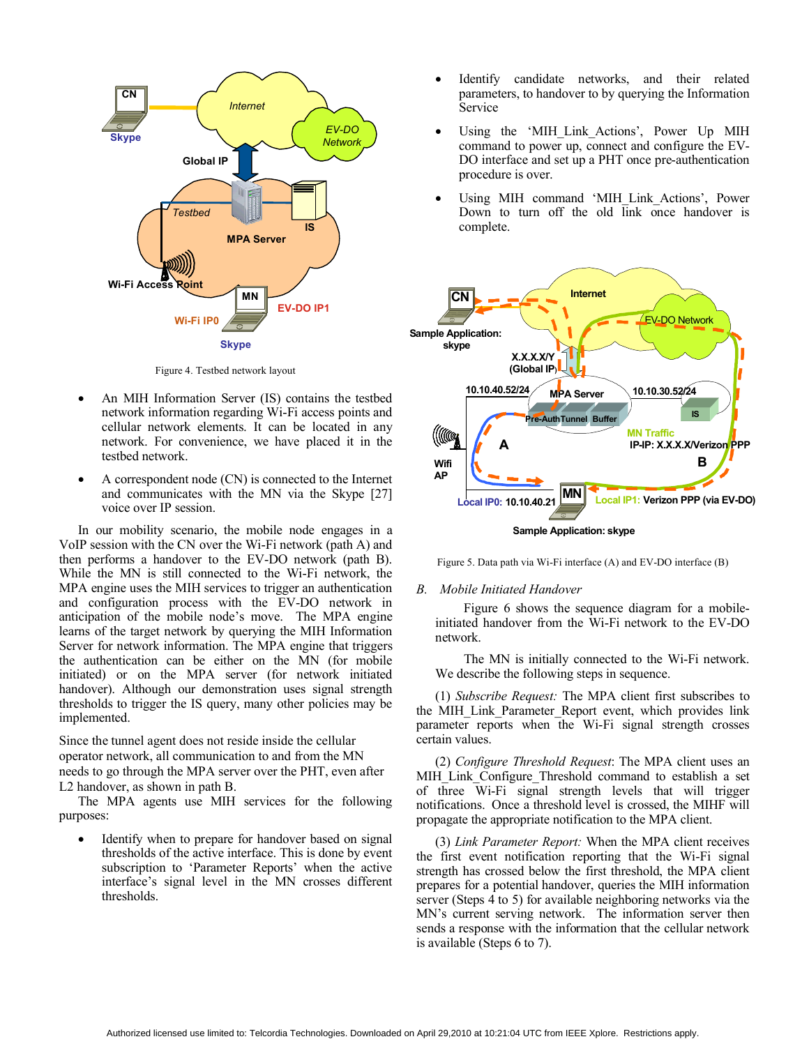Figure 4. Testbed network layout

- An MIH Information Server (IS) contains the testbed network information regarding Wi-Fi access points and cellular network elements. It can be located in any network. For convenience, we have placed it in the testbed network.
- A correspondent node (CN) is connected to the Internet and communicates with the MN via the Skype [27] voice over IP session.

In our mobility scenario, the mobile node engages in a VoIP session with the CN over the Wi-Fi network (path A) and then performs a handover to the EV-DO network (path B). While the MN is still connected to the Wi-Fi network, the MPA engine uses the MIH services to trigger an authentication and configuration process with the EV-DO network in anticipation of the mobile node's move. The MPA engine learns of the target network by querying the MIH Information Server for network information. The MPA engine that triggers the authentication can be either on the MN (for mobile initiated) or on the MPA server (for network initiated handover). Although our demonstration uses signal strength thresholds to trigger the IS query, many other policies may be implemented.

Since the tunnel agent does not reside inside the cellular operator network, all communication to and from the MN needs to go through the MPA server over the PHT, even after L2 handover, as shown in path B.

The MPA agents use MIH services for the following purposes:

- Identify when to prepare for handover based on signal thresholds of the active interface. This is done by event subscription to 'Parameter Reports' when the active interface's signal level in the MN crosses different thresholds.
- Identify candidate networks, and their related parameters, to handover to by querying the Information Service
- Using the 'MIH_Link_Actions', Power Up MIH command to power up, connect and configure the EV-DO interface and set up a PHT once pre-authentication procedure is over.
- Using MIH command 'MIH_Link_Actions', Power Down to turn off the old link once handover is complete.

Figure 5. Data path via Wi-Fi interface (A) and EV-DO interface (B)

## B. *Mobile Initiated Handover*

Figure 6 shows the sequence diagram for a mobile-initiated handover from the Wi-Fi network to the EV-DO network.

The MN is initially connected to the Wi-Fi network. We describe the following steps in sequence.

(1) *Subscribe Request:* The MPA client first subscribes to the MIH_Link_Parameter_Report event, which provides link parameter reports when the Wi-Fi signal strength crosses certain values.

(2) *Configure Threshold Request*: The MPA client uses an MIH_Link_Configure_Threshold command to establish a set of three Wi-Fi signal strength levels that will trigger notifications. Once a threshold level is crossed, the MIHF will propagate the appropriate notification to the MPA client.

(3) *Link Parameter Report:* When the MPA client receives the first event notification reporting that the Wi-Fi signal strength has crossed below the first threshold, the MPA client prepares for a potential handover, queries the MIH information server (Steps 4 to 5) for available neighboring networks via the MN's current serving network. The information server then sends a response with the information that the cellular network is available (Steps 6 to 7).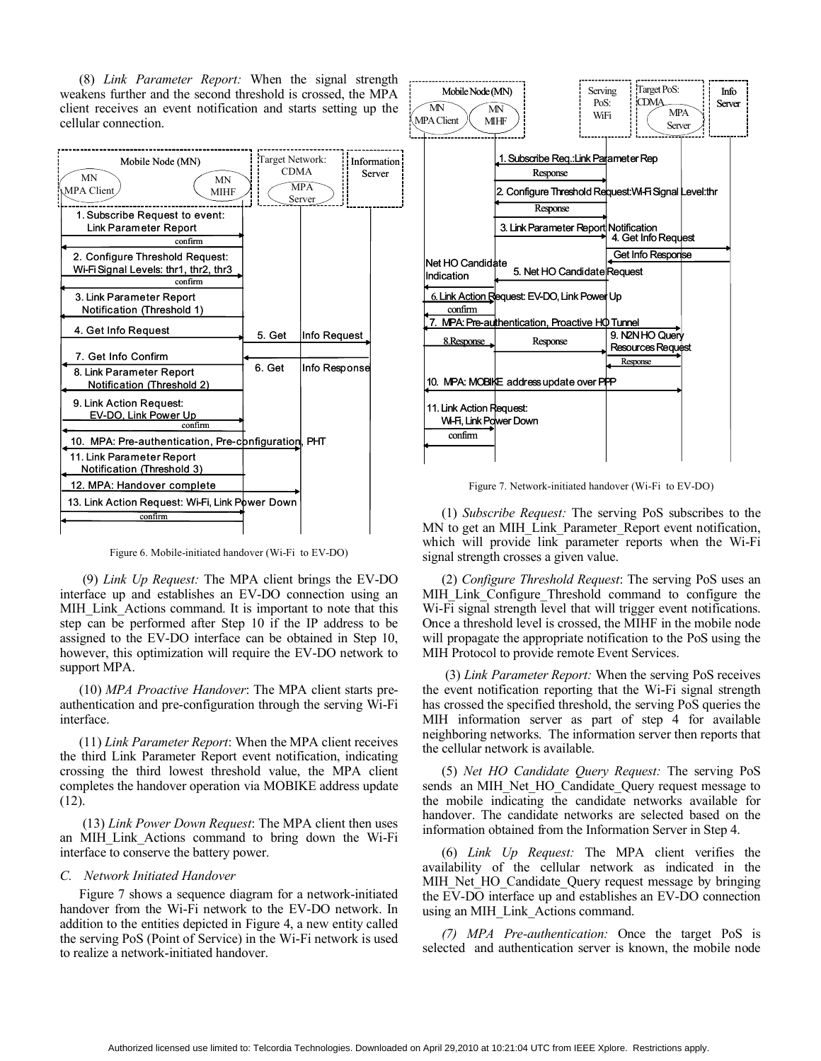(8) *Link Parameter Report:* When the signal strength weakens further and the second threshold is crossed, the MPA client receives an event notification and starts setting up the cellular connection.

Figure 6. Mobile-initiated handover (Wi-Fi to EV-DO)

(9) *Link Up Request:* The MPA client brings the EV-DO interface up and establishes an EV-DO connection using an MIH_Link_Actions command. It is important to note that this step can be performed after Step 10 if the IP address to be assigned to the EV-DO interface can be obtained in Step 10, however, this optimization will require the EV-DO network to support MPA.

(10) *MPA Proactive Handover*: The MPA client starts pre-authentication and pre-configuration through the serving Wi-Fi interface.

(11) *Link Parameter Report*: When the MPA client receives the third Link Parameter Report event notification, indicating crossing the third lowest threshold value, the MPA client completes the handover operation via MOBIKE address update (12).

(13) *Link Power Down Request*: The MPA client then uses an MIH_Link_Actions command to bring down the Wi-Fi interface to conserve the battery power.

### *C. Network Initiated Handover*

Figure 7 shows a sequence diagram for a network-initiated handover from the Wi-Fi network to the EV-DO network. In addition to the entities depicted in Figure 4, a new entity called the serving PoS (Point of Service) in the Wi-Fi network is used to realize a network-initiated handover.

Figure 7. Network-initiated handover (Wi-Fi to EV-DO)

(1) *Subscribe Request:* The serving PoS subscribes to the MN to get an MIH_Link_Parameter_Report event notification, which will provide link parameter reports when the Wi-Fi signal strength crosses a given value.

(2) *Configure Threshold Request*: The serving PoS uses an MIH_Link_Configure_Threshold command to configure the Wi-Fi signal strength level that will trigger event notifications. Once a threshold level is crossed, the MIHF in the mobile node will propagate the appropriate notification to the PoS using the MIH Protocol to provide remote Event Services.

(3) *Link Parameter Report:* When the serving PoS receives the event notification reporting that the Wi-Fi signal strength has crossed the specified threshold, the serving PoS queries the MIH information server as part of step 4 for available neighboring networks. The information server then reports that the cellular network is available.

(5) *Net HO Candidate Query Request:* The serving PoS sends an MIH_Net_HO_Candidate_Query request message to the mobile indicating the candidate networks available for handover. The candidate networks are selected based on the information obtained from the Information Server in Step 4.

(6) *Link Up Request:* The MPA client verifies the availability of the cellular network as indicated in the MIH_Net_HO_Candidate_Query request message by bringing the EV-DO interface up and establishes an EV-DO connection using an MIH_Link_Actions command.

*(7) MPA Pre-authentication:* Once the target PoS is selected and authentication server is known, the mobile node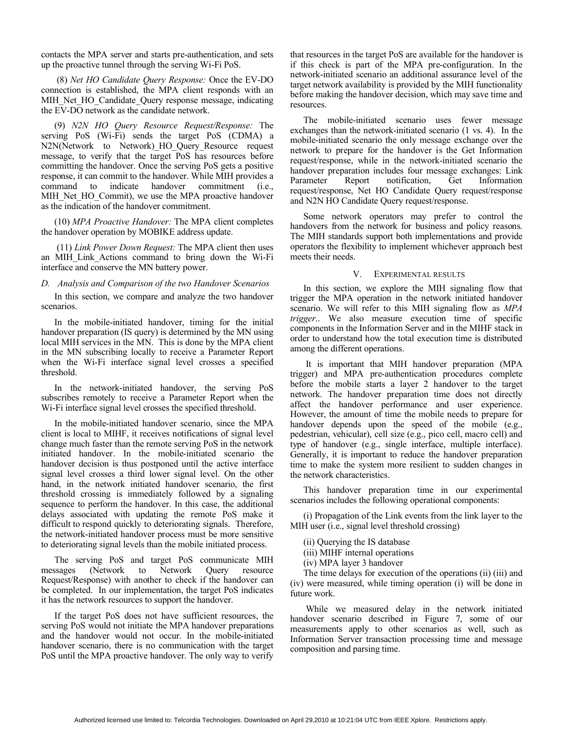contacts the MPA server and starts pre-authentication, and sets up the proactive tunnel through the serving Wi-Fi PoS.

(8) *Net HO Candidate Query Response:* Once the EV-DO connection is established, the MPA client responds with an MIH_Net_HO_Candidate_Query response message, indicating the EV-DO network as the candidate network.

(9) *N2N HO Query Resource Request/Response:* The serving PoS (Wi-Fi) sends the target PoS (CDMA) a N2N(Network to Network)_HO_Query_Resource request message, to verify that the target PoS has resources before committing the handover. Once the serving PoS gets a positive response, it can commit to the handover. While MIH provides a command to indicate handover commitment (i.e., MIH_Net_HO_Commit), we use the MPA proactive handover as the indication of the handover commitment.

(10) *MPA Proactive Handover:* The MPA client completes the handover operation by MOBIKE address update.

(11) *Link Power Down Request:* The MPA client then uses an MIH_Link_Actions command to bring down the Wi-Fi interface and conserve the MN battery power.

### D. Analysis and Comparison of the two Handover Scenarios

In this section, we compare and analyze the two handover scenarios.

In the mobile-initiated handover, timing for the initial handover preparation (IS query) is determined by the MN using local MIH services in the MN. This is done by the MPA client in the MN subscribing locally to receive a Parameter Report when the Wi-Fi interface signal level crosses a specified threshold.

In the network-initiated handover, the serving PoS subscribes remotely to receive a Parameter Report when the Wi-Fi interface signal level crosses the specified threshold.

In the mobile-initiated handover scenario, since the MPA client is local to MIHF, it receives notifications of signal level change much faster than the remote serving PoS in the network initiated handover. In the mobile-initiated scenario the handover decision is thus postponed until the active interface signal level crosses a third lower signal level. On the other hand, in the network initiated handover scenario, the first threshold crossing is immediately followed by a signaling sequence to perform the handover. In this case, the additional delays associated with updating the remote PoS make it difficult to respond quickly to deteriorating signals. Therefore, the network-initiated handover process must be more sensitive to deteriorating signal levels than the mobile initiated process.

The serving PoS and target PoS communicate MIH messages (Network to Network Query resource Request/Response) with another to check if the handover can be completed. In our implementation, the target PoS indicates it has the network resources to support the handover.

If the target PoS does not have sufficient resources, the serving PoS would not initiate the MPA handover preparations and the handover would not occur. In the mobile-initiated handover scenario, there is no communication with the target PoS until the MPA proactive handover. The only way to verify that resources in the target PoS are available for the handover is if this check is part of the MPA pre-configuration. In the network-initiated scenario an additional assurance level of the target network availability is provided by the MIH functionality before making the handover decision, which may save time and resources.

The mobile-initiated scenario uses fewer message exchanges than the network-initiated scenario (1 vs. 4). In the mobile-initiated scenario the only message exchange over the network to prepare for the handover is the Get Information request/response, while in the network-initiated scenario the handover preparation includes four message exchanges: Link Parameter Report notification, Get Information request/response, Net HO Candidate Query request/response and N2N HO Candidate Query request/response.

Some network operators may prefer to control the handovers from the network for business and policy reasons. The MIH standards support both implementations and provide operators the flexibility to implement whichever approach best meets their needs.

## V. Experimental Results

In this section, we explore the MIH signaling flow that trigger the MPA operation in the network initiated handover scenario. We will refer to this MIH signaling flow as *MPA trigger*.. We also measure execution time of specific components in the Information Server and in the MIHF stack in order to understand how the total execution time is distributed among the different operations.

It is important that MIH handover preparation (MPA trigger) and MPA pre-authentication procedures complete before the mobile starts a layer 2 handover to the target network. The handover preparation time does not directly affect the handover performance and user experience. However, the amount of time the mobile needs to prepare for handover depends upon the speed of the mobile (e.g., pedestrian, vehicular), cell size (e.g., pico cell, macro cell) and type of handover (e.g., single interface, multiple interface). Generally, it is important to reduce the handover preparation time to make the system more resilient to sudden changes in the network characteristics.

This handover preparation time in our experimental scenarios includes the following operational components:

(i) Propagation of the Link events from the link layer to the MIH user (i.e., signal level threshold crossing)

(ii) Querying the IS database

(iii) MIHF internal operations

(iv) MPA layer 3 handover

The time delays for execution of the operations (ii) (iii) and (iv) were measured, while timing operation (i) will be done in future work.

While we measured delay in the network initiated handover scenario described in Figure 7, some of our measurements apply to other scenarios as well, such as Information Server transaction processing time and message composition and parsing time.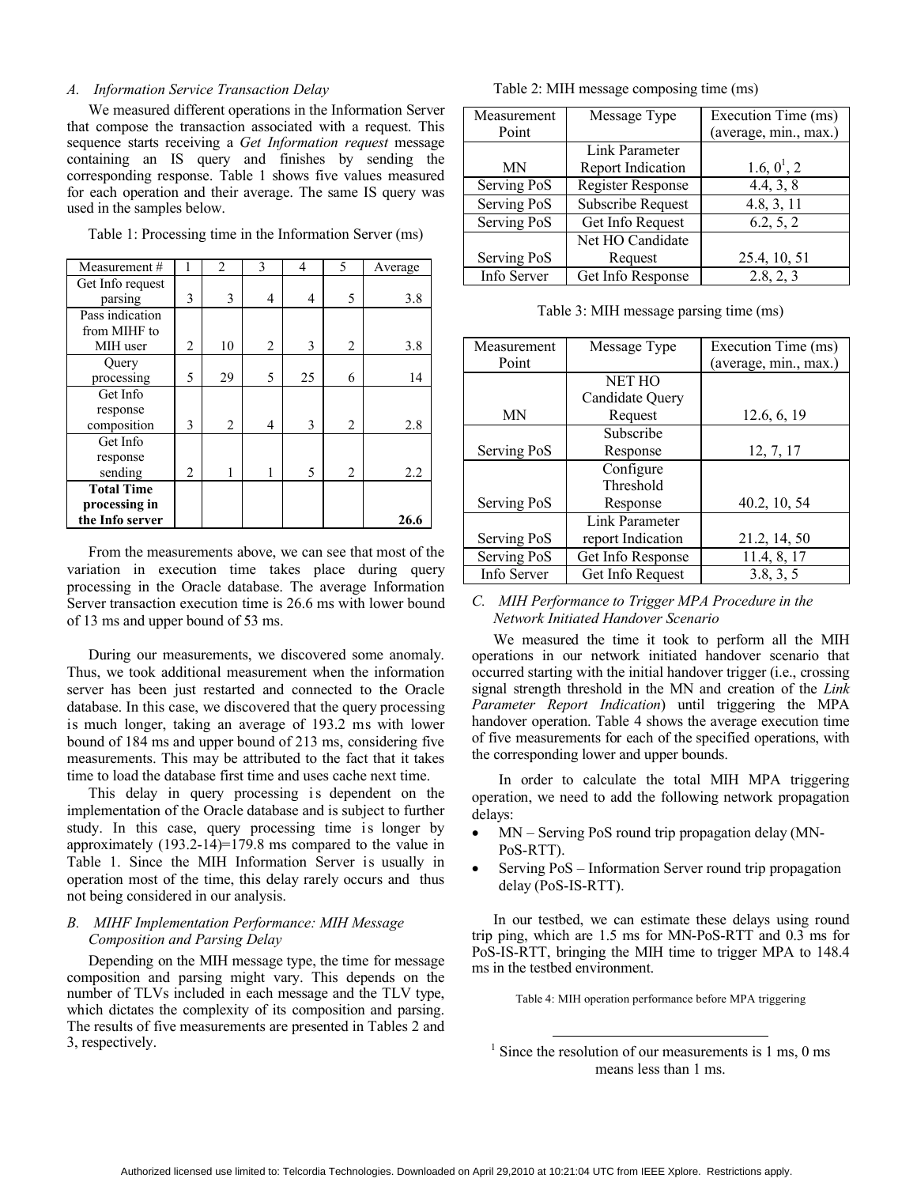### A. Information Service Transaction Delay

We measured different operations in the Information Server that compose the transaction associated with a request. This sequence starts receiving a *Get Information request* message containing an IS query and finishes by sending the corresponding response. Table 1 shows five values measured for each operation and their average. The same IS query was used in the samples below.

Table 1: Processing time in the Information Server (ms)

| Measurement # | 1 | 2 | 3 | 4 | 5 | Average |
|---|---|---|---|---|---|---|
| Get Info request parsing | 3 | 3 | 4 | 4 | 5 | 3.8 |
| Pass indication from MIHF to MIH user | 2 | 10 | 2 | 3 | 2 | 3.8 |
| Query processing | 5 | 29 | 5 | 25 | 6 | 14 |
| Get Info response composition | 3 | 2 | 4 | 3 | 2 | 2.8 |
| Get Info response sending | 2 | 1 | 1 | 5 | 2 | 2.2 |
| **Total Time processing in the Info server** | | | | | | **26.6** |

From the measurements above, we can see that most of the variation in execution time takes place during query processing in the Oracle database. The average Information Server transaction execution time is 26.6 ms with lower bound of 13 ms and upper bound of 53 ms.

During our measurements, we discovered some anomaly. Thus, we took additional measurement when the information server has been just restarted and connected to the Oracle database. In this case, we discovered that the query processing is much longer, taking an average of 193.2 ms with lower bound of 184 ms and upper bound of 213 ms, considering five measurements. This may be attributed to the fact that it takes time to load the database first time and uses cache next time.

This delay in query processing is dependent on the implementation of the Oracle database and is subject to further study. In this case, query processing time is longer by approximately (193.2-14)=179.8 ms compared to the value in Table 1. Since the MIH Information Server is usually in operation most of the time, this delay rarely occurs and thus not being considered in our analysis.

### B. MIHF Implementation Performance: MIH Message Composition and Parsing Delay

Depending on the MIH message type, the time for message composition and parsing might vary. This depends on the number of TLVs included in each message and the TLV type, which dictates the complexity of its composition and parsing. The results of five measurements are presented in Tables 2 and 3, respectively.

Table 2: MIH message composing time (ms)

| Measurement Point | Message Type | Execution Time (ms) (average, min., max.) |
|---|---|---|
| MN | Link Parameter Report Indication | 1.6, 0[1], 2 |
| Serving PoS | Register Response | 4.4, 3, 8 |
| Serving PoS | Subscribe Request | 4.8, 3, 11 |
| Serving PoS | Get Info Request | 6.2, 5, 2 |
| Serving PoS | Net HO Candidate Request | 25.4, 10, 51 |
| Info Server | Get Info Response | 2.8, 2, 3 |

Table 3: MIH message parsing time (ms)

| Measurement Point | Message Type | Execution Time (ms) (average, min., max.) |
|---|---|---|
| MN | NET HO Candidate Query Request | 12.6, 6, 19 |
| Serving PoS | Subscribe Response | 12, 7, 17 |
| Serving PoS | Configure Threshold Response | 40.2, 10, 54 |
| Serving PoS | Link Parameter report Indication | 21.2, 14, 50 |
| Serving PoS | Get Info Response | 11.4, 8, 17 |
| Info Server | Get Info Request | 3.8, 3, 5 |

### C. MIH Performance to Trigger MPA Procedure in the Network Initiated Handover Scenario

We measured the time it took to perform all the MIH operations in our network initiated handover scenario that occurred starting with the initial handover trigger (i.e., crossing signal strength threshold in the MN and creation of the *Link Parameter Report Indication*) until triggering the MPA handover operation. Table 4 shows the average execution time of five measurements for each of the specified operations, with the corresponding lower and upper bounds.

In order to calculate the total MIH MPA triggering operation, we need to add the following network propagation delays:

- MN – Serving PoS round trip propagation delay (MN-PoS-RTT).
- Serving PoS – Information Server round trip propagation delay (PoS-IS-RTT).

In our testbed, we can estimate these delays using round trip ping, which are 1.5 ms for MN-PoS-RTT and 0.3 ms for PoS-IS-RTT, bringing the MIH time to trigger MPA to 148.4 ms in the testbed environment.

Table 4: MIH operation performance before MPA triggering

[1] Since the resolution of our measurements is 1 ms, 0 ms means less than 1 ms.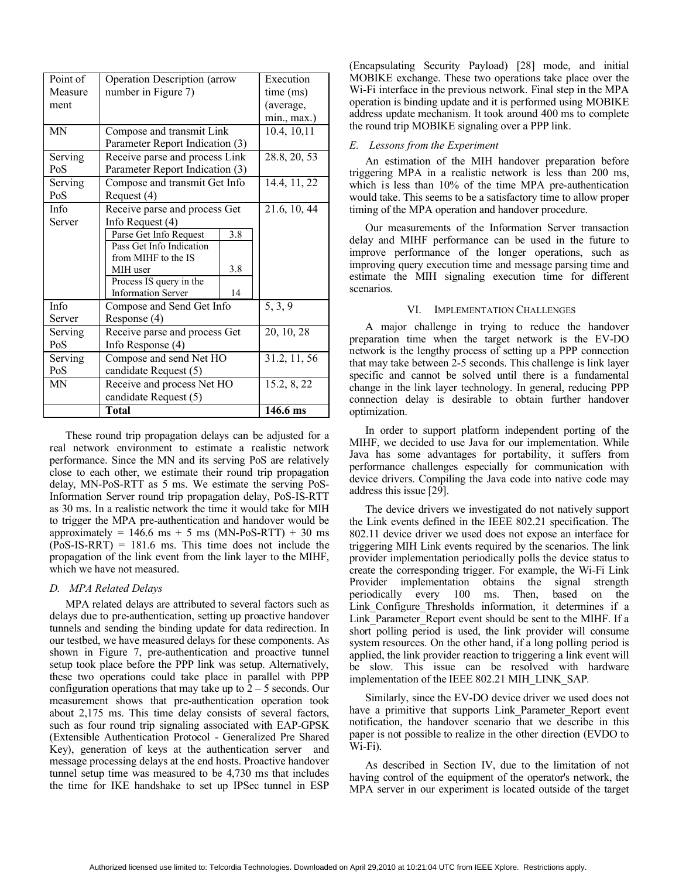| Point of Measurement | Operation Description (arrow number in Figure 7) | | Execution time (ms) (average, min., max.) |
|---|---|---|---|
| MN | Compose and transmit Link Parameter Report Indication (3) | | 10.4, 10,11 |
| Serving PoS | Receive parse and process Link Parameter Report Indication (3) | | 28.8, 20, 53 |
| Serving PoS | Compose and transmit Get Info Request (4) | | 14.4, 11, 22 |
| Info Server | Receive parse and process Get Info Request (4) | | 21.6, 10, 44 |
| | Parse Get Info Request | 3.8 | |
| | Pass Get Info Indication from MIHF to the IS MIH user | 3.8 | |
| | Process IS query in the Information Server | 14 | |
| Info Server | Compose and Send Get Info Response (4) | | 5, 3, 9 |
| Serving PoS | Receive parse and process Get Info Response (4) | | 20, 10, 28 |
| Serving PoS | Compose and send Net HO candidate Request (5) | | 31.2, 11, 56 |
| MN | Receive and process Net HO candidate Request (5) | | 15.2, 8, 22 |
| | **Total** | | **146.6 ms** |

These round trip propagation delays can be adjusted for a real network environment to estimate a realistic network performance. Since the MN and its serving PoS are relatively close to each other, we estimate their round trip propagation delay, MN-PoS-RTT as 5 ms. We estimate the serving PoS-Information Server round trip propagation delay, PoS-IS-RTT as 30 ms. In a realistic network the time it would take for MIH to trigger the MPA pre-authentication and handover would be approximately = 146.6 ms + 5 ms (MN-PoS-RTT) + 30 ms (PoS-IS-RRT) = 181.6 ms. This time does not include the propagation of the link event from the link layer to the MIHF, which we have not measured.

### *D. MPA Related Delays*

MPA related delays are attributed to several factors such as delays due to pre-authentication, setting up proactive handover tunnels and sending the binding update for data redirection. In our testbed, we have measured delays for these components. As shown in Figure 7, pre-authentication and proactive tunnel setup took place before the PPP link was setup. Alternatively, these two operations could take place in parallel with PPP configuration operations that may take up to 2 – 5 seconds. Our measurement shows that pre-authentication operation took about 2,175 ms. This time delay consists of several factors, such as four round trip signaling associated with EAP-GPSK (Extensible Authentication Protocol - Generalized Pre Shared Key), generation of keys at the authentication server and message processing delays at the end hosts. Proactive handover tunnel setup time was measured to be 4,730 ms that includes the time for IKE handshake to set up IPSec tunnel in ESP (Encapsulating Security Payload) [28] mode, and initial MOBIKE exchange. These two operations take place over the Wi-Fi interface in the previous network. Final step in the MPA operation is binding update and it is performed using MOBIKE address update mechanism. It took around 400 ms to complete the round trip MOBIKE signaling over a PPP link.

### *E. Lessons from the Experiment*

An estimation of the MIH handover preparation before triggering MPA in a realistic network is less than 200 ms, which is less than 10% of the time MPA pre-authentication would take. This seems to be a satisfactory time to allow proper timing of the MPA operation and handover procedure.

Our measurements of the Information Server transaction delay and MIHF performance can be used in the future to improve performance of the longer operations, such as improving query execution time and message parsing time and estimate the MIH signaling execution time for different scenarios.

## VI. Implementation Challenges

A major challenge in trying to reduce the handover preparation time when the target network is the EV-DO network is the lengthy process of setting up a PPP connection that may take between 2-5 seconds. This challenge is link layer specific and cannot be solved until there is a fundamental change in the link layer technology. In general, reducing PPP connection delay is desirable to obtain further handover optimization.

In order to support platform independent porting of the MIHF, we decided to use Java for our implementation. While Java has some advantages for portability, it suffers from performance challenges especially for communication with device drivers. Compiling the Java code into native code may address this issue [29].

The device drivers we investigated do not natively support the Link events defined in the IEEE 802.21 specification. The 802.11 device driver we used does not expose an interface for triggering MIH Link events required by the scenarios. The link provider implementation periodically polls the device status to create the corresponding trigger. For example, the Wi-Fi Link Provider implementation obtains the signal strength periodically every 100 ms. Then, based on the Link_Configure_Thresholds information, it determines if a Link_Parameter_Report event should be sent to the MIHF. If a short polling period is used, the link provider will consume system resources. On the other hand, if a long polling period is applied, the link provider reaction to triggering a link event will be slow. This issue can be resolved with hardware implementation of the IEEE 802.21 MIH_LINK_SAP.

Similarly, since the EV-DO device driver we used does not have a primitive that supports Link_Parameter_Report event notification, the handover scenario that we describe in this paper is not possible to realize in the other direction (EVDO to Wi-Fi).

As described in Section IV, due to the limitation of not having control of the equipment of the operator's network, the MPA server in our experiment is located outside of the target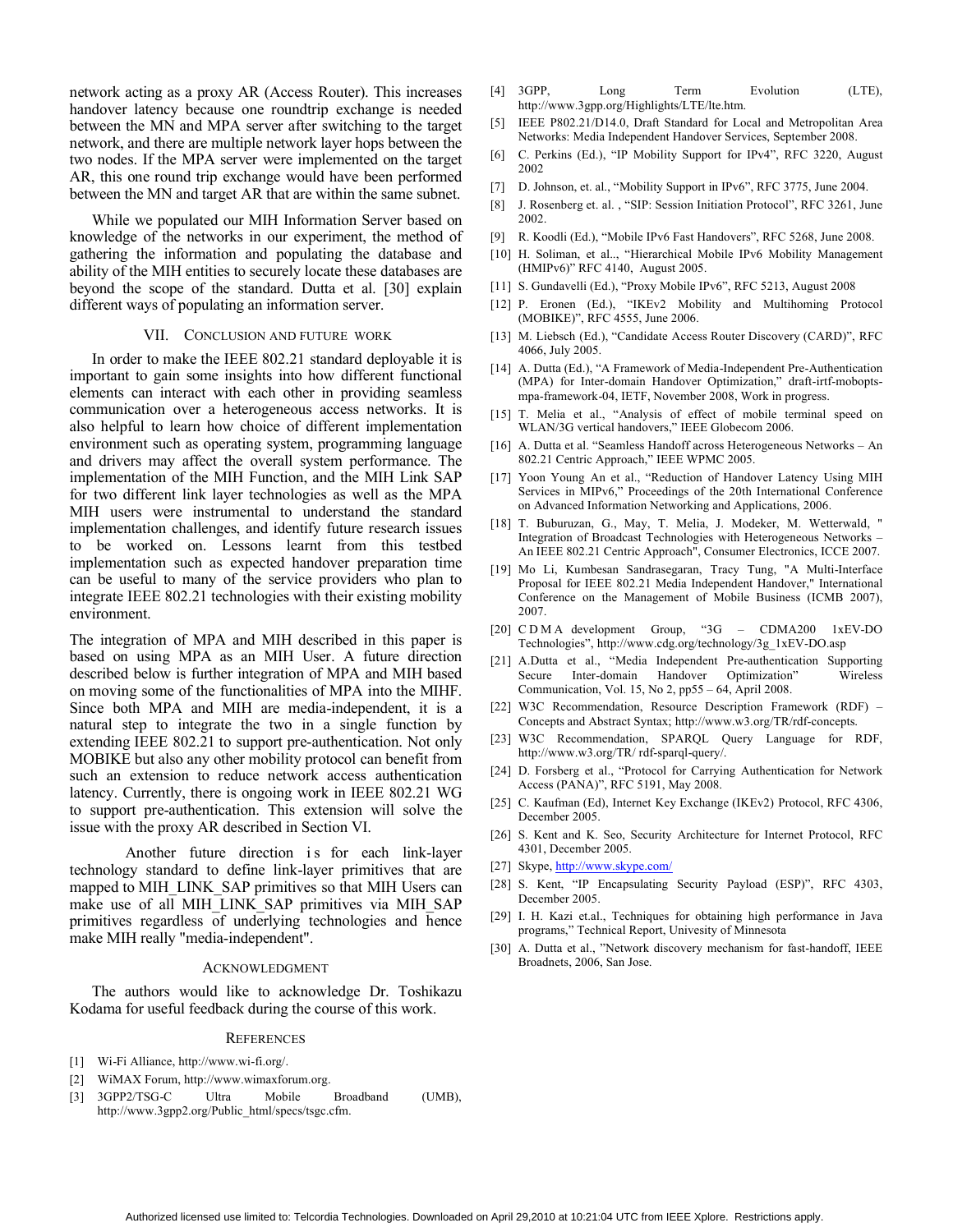network acting as a proxy AR (Access Router). This increases handover latency because one roundtrip exchange is needed between the MN and MPA server after switching to the target network, and there are multiple network layer hops between the two nodes. If the MPA server were implemented on the target AR, this one round trip exchange would have been performed between the MN and target AR that are within the same subnet.

While we populated our MIH Information Server based on knowledge of the networks in our experiment, the method of gathering the information and populating the database and ability of the MIH entities to securely locate these databases are beyond the scope of the standard. Dutta et al. [30] explain different ways of populating an information server.

## VII. Conclusion and Future Work

In order to make the IEEE 802.21 standard deployable it is important to gain some insights into how different functional elements can interact with each other in providing seamless communication over a heterogeneous access networks. It is also helpful to learn how choice of different implementation environment such as operating system, programming language and drivers may affect the overall system performance. The implementation of the MIH Function, and the MIH Link SAP for two different link layer technologies as well as the MPA MIH users were instrumental to understand the standard implementation challenges, and identify future research issues to be worked on. Lessons learnt from this testbed implementation such as expected handover preparation time can be useful to many of the service providers who plan to integrate IEEE 802.21 technologies with their existing mobility environment.

The integration of MPA and MIH described in this paper is based on using MPA as an MIH User. A future direction described below is further integration of MPA and MIH based on moving some of the functionalities of MPA into the MIHF. Since both MPA and MIH are media-independent, it is a natural step to integrate the two in a single function by extending IEEE 802.21 to support pre-authentication. Not only MOBIKE but also any other mobility protocol can benefit from such an extension to reduce network access authentication latency. Currently, there is ongoing work in IEEE 802.21 WG to support pre-authentication. This extension will solve the issue with the proxy AR described in Section VI.

Another future direction is for each link-layer technology standard to define link-layer primitives that are mapped to MIH_LINK_SAP primitives so that MIH Users can make use of all MIH_LINK_SAP primitives via MIH_SAP primitives regardless of underlying technologies and hence make MIH really "media-independent".

## Acknowledgment

The authors would like to acknowledge Dr. Toshikazu Kodama for useful feedback during the course of this work.

## References

[1] Wi-Fi Alliance, http://www.wi-fi.org/.

[2] WiMAX Forum, http://www.wimaxforum.org.

[3] 3GPP2/TSG-C Ultra Mobile Broadband (UMB), http://www.3gpp2.org/Public_html/specs/tsgc.cfm.

[4] 3GPP, Long Term Evolution (LTE), http://www.3gpp.org/Highlights/LTE/lte.htm.

[5] IEEE P802.21/D14.0, Draft Standard for Local and Metropolitan Area Networks: Media Independent Handover Services, September 2008.

[6] C. Perkins (Ed.), "IP Mobility Support for IPv4", RFC 3220, August 2002

[7] D. Johnson, et. al., "Mobility Support in IPv6", RFC 3775, June 2004.

[8] J. Rosenberg et. al. , "SIP: Session Initiation Protocol", RFC 3261, June 2002.

[9] R. Koodli (Ed.), "Mobile IPv6 Fast Handovers", RFC 5268, June 2008.

[10] H. Soliman, et al.., "Hierarchical Mobile IPv6 Mobility Management (HMIPv6)" RFC 4140, August 2005.

[11] S. Gundavelli (Ed.), "Proxy Mobile IPv6", RFC 5213, August 2008

[12] P. Eronen (Ed.), "IKEv2 Mobility and Multihoming Protocol (MOBIKE)", RFC 4555, June 2006.

[13] M. Liebsch (Ed.), "Candidate Access Router Discovery (CARD)", RFC 4066, July 2005.

[14] A. Dutta (Ed.), "A Framework of Media-Independent Pre-Authentication (MPA) for Inter-domain Handover Optimization," draft-irtf-mobopts-mpa-framework-04, IETF, November 2008, Work in progress.

[15] T. Melia et al., "Analysis of effect of mobile terminal speed on WLAN/3G vertical handovers," IEEE Globecom 2006.

[16] A. Dutta et al. "Seamless Handoff across Heterogeneous Networks – An 802.21 Centric Approach," IEEE WPMC 2005.

[17] Yoon Young An et al., "Reduction of Handover Latency Using MIH Services in MIPv6," Proceedings of the 20th International Conference on Advanced Information Networking and Applications, 2006.

[18] T. Buburuzan, G., May, T. Melia, J. Modeker, M. Wetterwald, " Integration of Broadcast Technologies with Heterogeneous Networks – An IEEE 802.21 Centric Approach", Consumer Electronics, ICCE 2007.

[19] Mo Li, Kumbesan Sandrasegaran, Tracy Tung, "A Multi-Interface Proposal for IEEE 802.21 Media Independent Handover," International Conference on the Management of Mobile Business (ICMB 2007), 2007.

[20] CDMA development Group, "3G – CDMA200 1xEV-DO Technologies", http://www.cdg.org/technology/3g_1xEV-DO.asp

[21] A.Dutta et al., "Media Independent Pre-authentication Supporting Secure Inter-domain Handover Optimization" Wireless Communication, Vol. 15, No 2, pp55 – 64, April 2008.

[22] W3C Recommendation, Resource Description Framework (RDF) – Concepts and Abstract Syntax; http://www.w3.org/TR/rdf-concepts.

[23] W3C Recommendation, SPARQL Query Language for RDF, http://www.w3.org/TR/ rdf-sparql-query/.

[24] D. Forsberg et al., "Protocol for Carrying Authentication for Network Access (PANA)", RFC 5191, May 2008.

[25] C. Kaufman (Ed), Internet Key Exchange (IKEv2) Protocol, RFC 4306, December 2005.

[26] S. Kent and K. Seo, Security Architecture for Internet Protocol, RFC 4301, December 2005.

[27] Skype, http://www.skype.com/

[28] S. Kent, "IP Encapsulating Security Payload (ESP)", RFC 4303, December 2005.

[29] I. H. Kazi et.al., Techniques for obtaining high performance in Java programs," Technical Report, Univesity of Minnesota

[30] A. Dutta et al., "Network discovery mechanism for fast-handoff, IEEE Broadnets, 2006, San Jose.